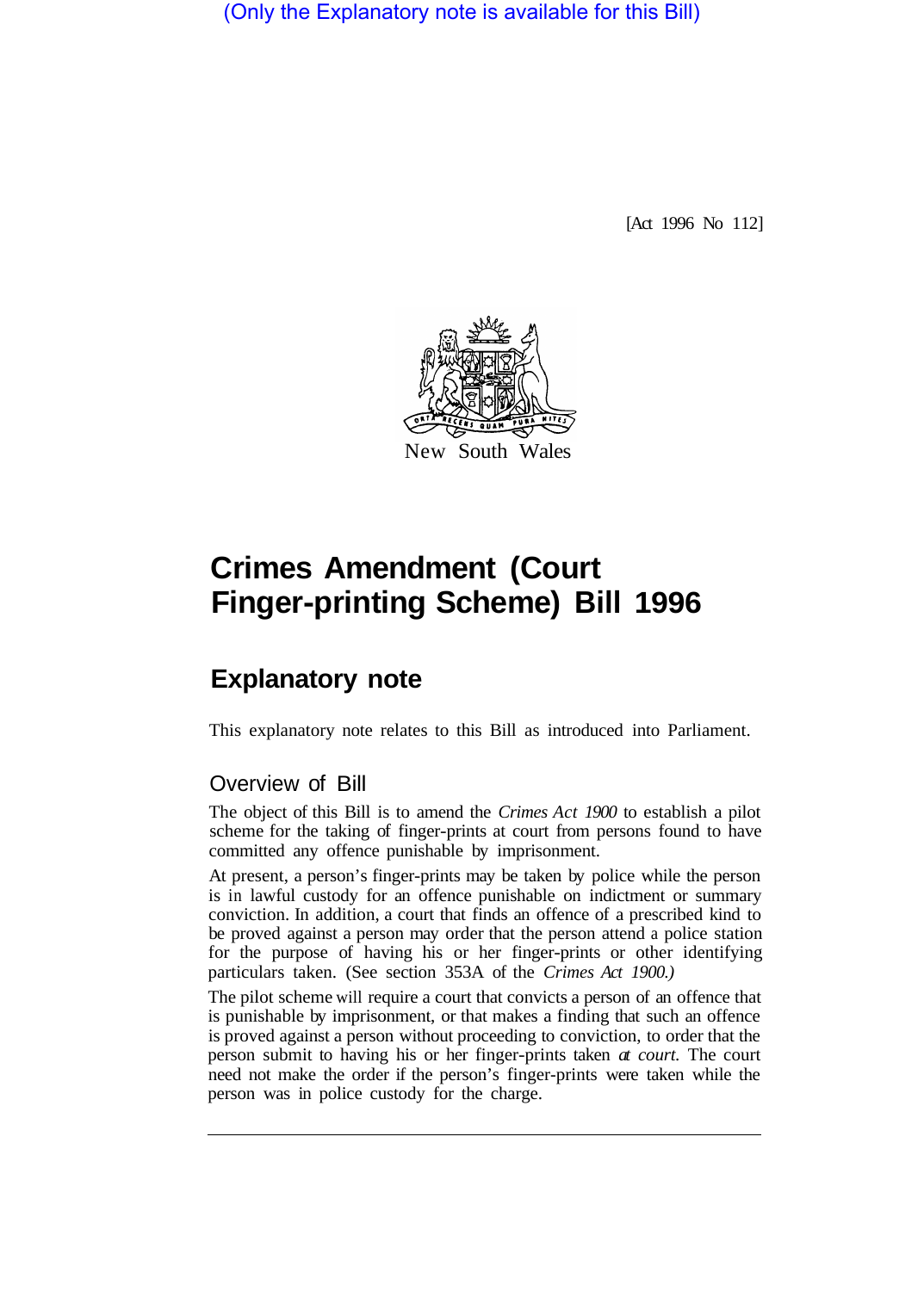(Only the Explanatory note is available for this Bill)

[Act 1996 No 112]

New South Wales

# Crimes Amendment (Court Finger-printing Scheme) Bill 1996

## Explanatory note

This explanatory note relates to this Bill as introduced into Parliament.

### Overview of Bill

The object of this Bill is to amend the *Crimes Act 1900* to establish a pilot scheme for the taking of finger-prints at court from persons found to have committed any offence punishable by imprisonment.

At present, a person's finger-prints may be taken by police while the person is in lawful custody for an offence punishable on indictment or summary conviction. In addition, a court that finds an offence of a prescribed kind to be proved against a person may order that the person attend a police station for the purpose of having his or her finger-prints or other identifying particulars taken. (See section 353A of the *Crimes Act 1900.)*

The pilot scheme will require a court that convicts a person of an offence that is punishable by imprisonment, or that makes a finding that such an offence is proved against a person without proceeding to conviction, to order that the person submit to having his or her finger-prints taken *at court.* The court need not make the order if the person's finger-prints were taken while the person was in police custody for the charge.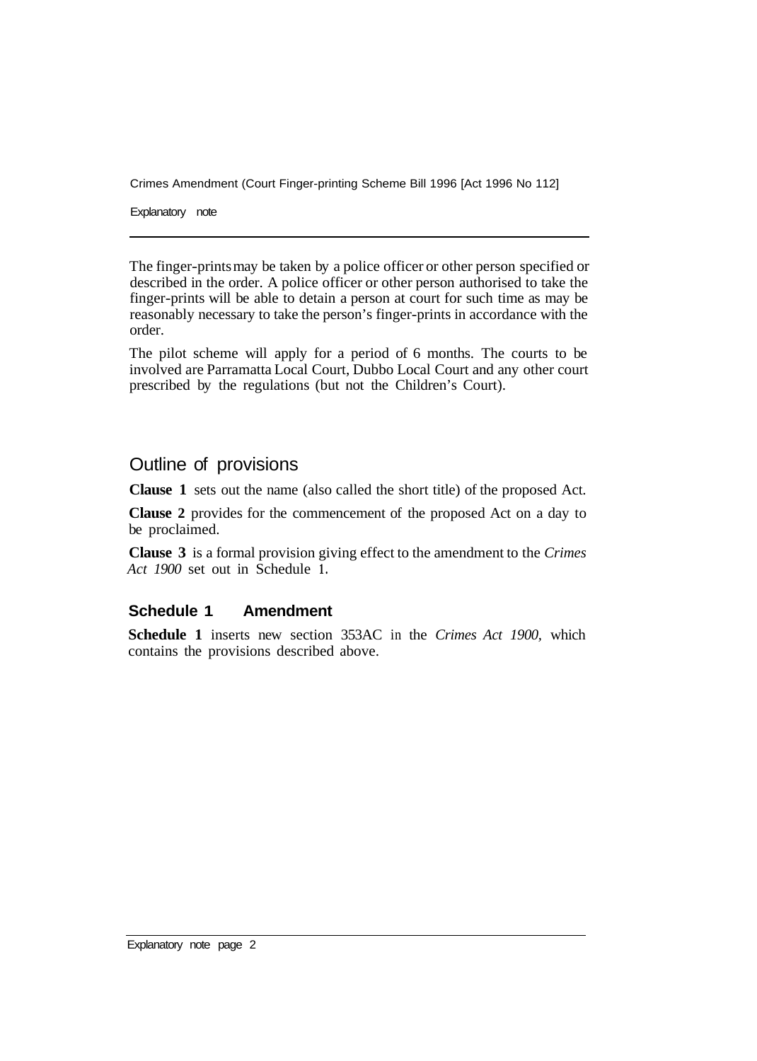The finger-prints may be taken by a police officer or other person specified or described in the order. A police officer or other person authorised to take the finger-prints will be able to detain a person at court for such time as may be reasonably necessary to take the person's finger-prints in accordance with the order.

The pilot scheme will apply for a period of 6 months. The courts to be involved are Parramatta Local Court, Dubbo Local Court and any other court prescribed by the regulations (but not the Children's Court).

## Outline of provisions

**Clause 1** sets out the name (also called the short title) of the proposed Act.

**Clause 2** provides for the commencement of the proposed Act on a day to be proclaimed.

**Clause 3** is a formal provision giving effect to the amendment to the *Crimes Act 1900* set out in Schedule 1.

### Schedule 1 Amendment

**Schedule 1** inserts new section 353AC in the *Crimes Act 1900*, which contains the provisions described above.